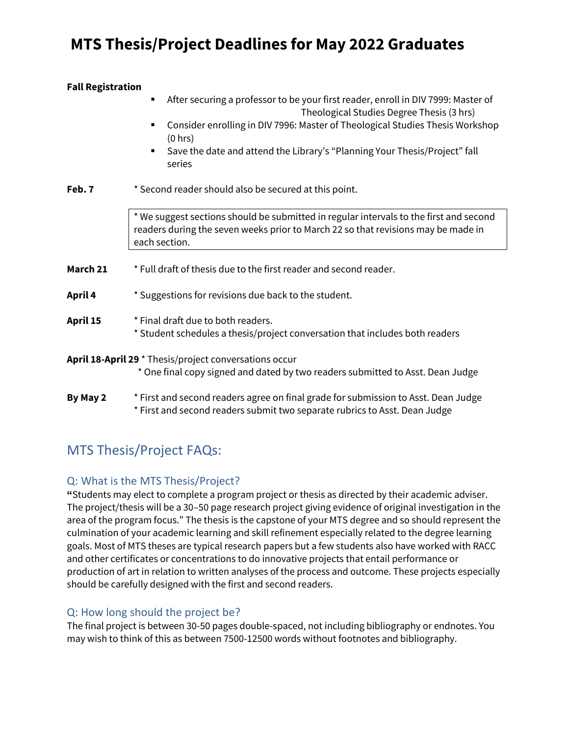# MTS Thesis/Project Deadlines for May 2022 Graduates

**Fall Registration**

- After securing a professor to be your first reader, enroll in DIV 7999: Master of Theological Studies Degree Thesis (3 hrs)
- Consider enrolling in DIV 7996: Master of Theological Studies Thesis Workshop (0 hrs)
- Save the date and attend the Library's "Planning Your Thesis/Project" fall series

**Feb. 7** * Second reader should also be secured at this point.

> * We suggest sections should be submitted in regular intervals to the first and second readers during the seven weeks prior to March 22 so that revisions may be made in each section.

**March 21** * Full draft of thesis due to the first reader and second reader.

**April 4** * Suggestions for revisions due back to the student.

**April 15** * Final draft due to both readers.
* Student schedules a thesis/project conversation that includes both readers

**April 18-April 29** * Thesis/project conversations occur
* One final copy signed and dated by two readers submitted to Asst. Dean Judge

**By May 2** * First and second readers agree on final grade for submission to Asst. Dean Judge
* First and second readers submit two separate rubrics to Asst. Dean Judge

## MTS Thesis/Project FAQs:

### Q: What is the MTS Thesis/Project?

"Students may elect to complete a program project or thesis as directed by their academic adviser. The project/thesis will be a 30–50 page research project giving evidence of original investigation in the area of the program focus." The thesis is the capstone of your MTS degree and so should represent the culmination of your academic learning and skill refinement especially related to the degree learning goals. Most of MTS theses are typical research papers but a few students also have worked with RACC and other certificates or concentrations to do innovative projects that entail performance or production of art in relation to written analyses of the process and outcome. These projects especially should be carefully designed with the first and second readers.

### Q: How long should the project be?

The final project is between 30-50 pages double-spaced, not including bibliography or endnotes. You may wish to think of this as between 7500-12500 words without footnotes and bibliography.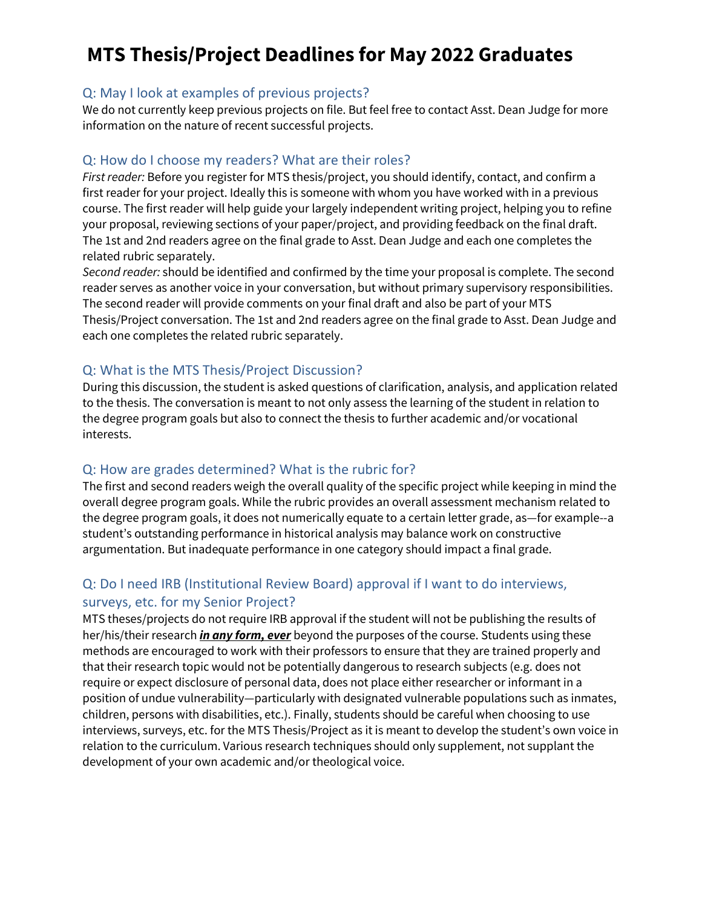# MTS Thesis/Project Deadlines for May 2022 Graduates

## Q: May I look at examples of previous projects?

We do not currently keep previous projects on file. But feel free to contact Asst. Dean Judge for more information on the nature of recent successful projects.

## Q: How do I choose my readers? What are their roles?

*First reader:* Before you register for MTS thesis/project, you should identify, contact, and confirm a first reader for your project. Ideally this is someone with whom you have worked with in a previous course. The first reader will help guide your largely independent writing project, helping you to refine your proposal, reviewing sections of your paper/project, and providing feedback on the final draft. The 1st and 2nd readers agree on the final grade to Asst. Dean Judge and each one completes the related rubric separately.

*Second reader:* should be identified and confirmed by the time your proposal is complete. The second reader serves as another voice in your conversation, but without primary supervisory responsibilities. The second reader will provide comments on your final draft and also be part of your MTS Thesis/Project conversation. The 1st and 2nd readers agree on the final grade to Asst. Dean Judge and each one completes the related rubric separately.

## Q: What is the MTS Thesis/Project Discussion?

During this discussion, the student is asked questions of clarification, analysis, and application related to the thesis. The conversation is meant to not only assess the learning of the student in relation to the degree program goals but also to connect the thesis to further academic and/or vocational interests.

## Q: How are grades determined? What is the rubric for?

The first and second readers weigh the overall quality of the specific project while keeping in mind the overall degree program goals. While the rubric provides an overall assessment mechanism related to the degree program goals, it does not numerically equate to a certain letter grade, as—for example--a student's outstanding performance in historical analysis may balance work on constructive argumentation. But inadequate performance in one category should impact a final grade.

## Q: Do I need IRB (Institutional Review Board) approval if I want to do interviews, surveys, etc. for my Senior Project?

MTS theses/projects do not require IRB approval if the student will not be publishing the results of her/his/their research ***in any form, ever*** beyond the purposes of the course. Students using these methods are encouraged to work with their professors to ensure that they are trained properly and that their research topic would not be potentially dangerous to research subjects (e.g. does not require or expect disclosure of personal data, does not place either researcher or informant in a position of undue vulnerability—particularly with designated vulnerable populations such as inmates, children, persons with disabilities, etc.). Finally, students should be careful when choosing to use interviews, surveys, etc. for the MTS Thesis/Project as it is meant to develop the student's own voice in relation to the curriculum. Various research techniques should only supplement, not supplant the development of your own academic and/or theological voice.